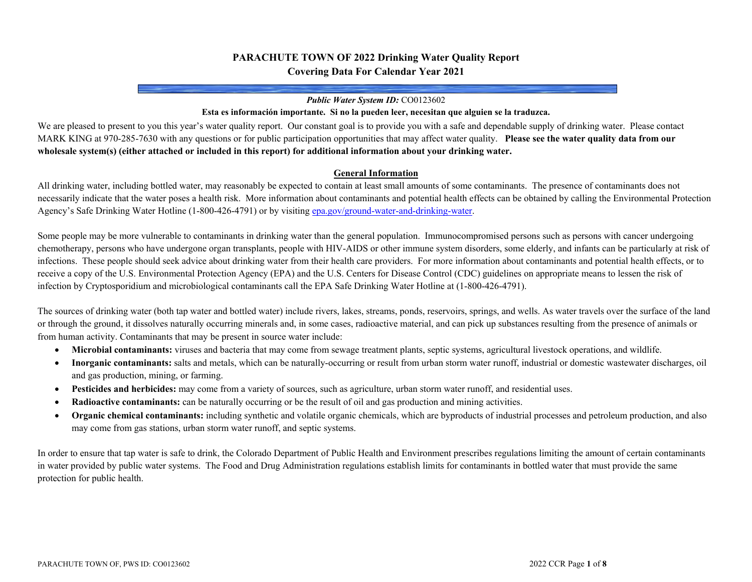# PARACHUTE TOWN OF 2022 Drinking Water Quality Report
## Covering Data For Calendar Year 2021

***Public Water System ID:*** CO0123602

**Esta es información importante. Si no la pueden leer, necesitan que alguien se la traduzca.**

We are pleased to present to you this year's water quality report. Our constant goal is to provide you with a safe and dependable supply of drinking water. Please contact MARK KING at 970-285-7630 with any questions or for public participation opportunities that may affect water quality. **Please see the water quality data from our wholesale system(s) (either attached or included in this report) for additional information about your drinking water.**

## General Information

All drinking water, including bottled water, may reasonably be expected to contain at least small amounts of some contaminants. The presence of contaminants does not necessarily indicate that the water poses a health risk. More information about contaminants and potential health effects can be obtained by calling the Environmental Protection Agency's Safe Drinking Water Hotline (1-800-426-4791) or by visiting epa.gov/ground-water-and-drinking-water.

Some people may be more vulnerable to contaminants in drinking water than the general population. Immunocompromised persons such as persons with cancer undergoing chemotherapy, persons who have undergone organ transplants, people with HIV-AIDS or other immune system disorders, some elderly, and infants can be particularly at risk of infections. These people should seek advice about drinking water from their health care providers. For more information about contaminants and potential health effects, or to receive a copy of the U.S. Environmental Protection Agency (EPA) and the U.S. Centers for Disease Control (CDC) guidelines on appropriate means to lessen the risk of infection by Cryptosporidium and microbiological contaminants call the EPA Safe Drinking Water Hotline at (1-800-426-4791).

The sources of drinking water (both tap water and bottled water) include rivers, lakes, streams, ponds, reservoirs, springs, and wells. As water travels over the surface of the land or through the ground, it dissolves naturally occurring minerals and, in some cases, radioactive material, and can pick up substances resulting from the presence of animals or from human activity. Contaminants that may be present in source water include:

- **Microbial contaminants:** viruses and bacteria that may come from sewage treatment plants, septic systems, agricultural livestock operations, and wildlife.
- **Inorganic contaminants:** salts and metals, which can be naturally-occurring or result from urban storm water runoff, industrial or domestic wastewater discharges, oil and gas production, mining, or farming.
- **Pesticides and herbicides:** may come from a variety of sources, such as agriculture, urban storm water runoff, and residential uses.
- **Radioactive contaminants:** can be naturally occurring or be the result of oil and gas production and mining activities.
- **Organic chemical contaminants:** including synthetic and volatile organic chemicals, which are byproducts of industrial processes and petroleum production, and also may come from gas stations, urban storm water runoff, and septic systems.

In order to ensure that tap water is safe to drink, the Colorado Department of Public Health and Environment prescribes regulations limiting the amount of certain contaminants in water provided by public water systems. The Food and Drug Administration regulations establish limits for contaminants in bottled water that must provide the same protection for public health.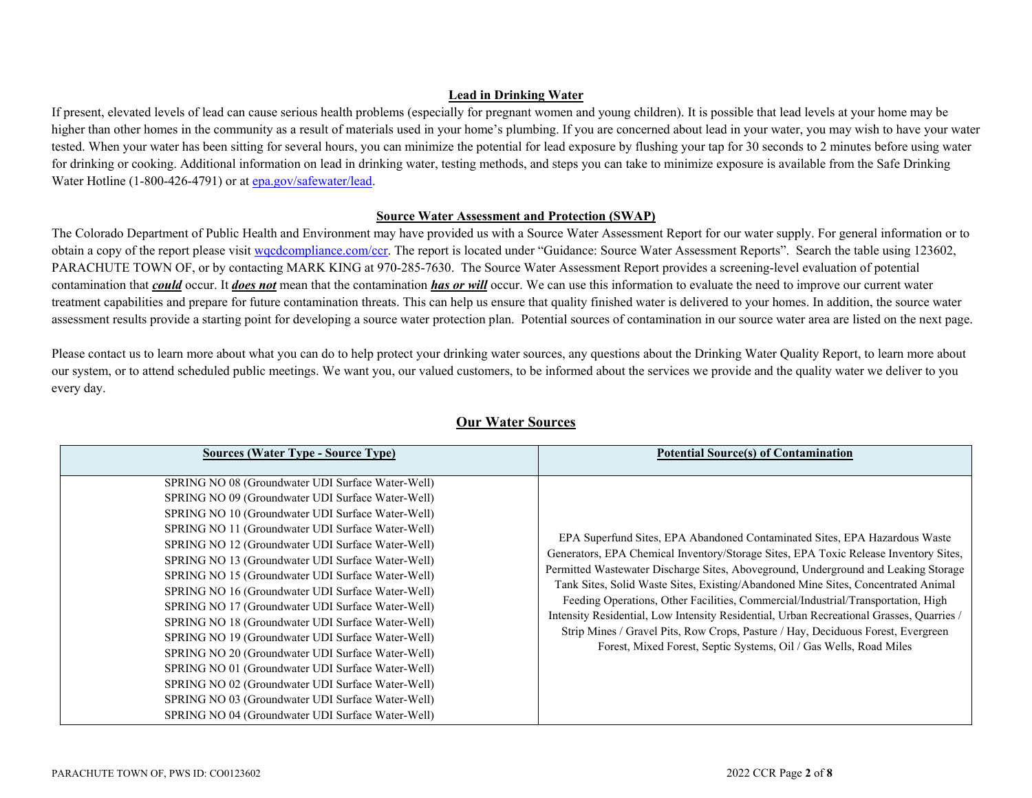## Lead in Drinking Water

If present, elevated levels of lead can cause serious health problems (especially for pregnant women and young children). It is possible that lead levels at your home may be higher than other homes in the community as a result of materials used in your home's plumbing. If you are concerned about lead in your water, you may wish to have your water tested. When your water has been sitting for several hours, you can minimize the potential for lead exposure by flushing your tap for 30 seconds to 2 minutes before using water for drinking or cooking. Additional information on lead in drinking water, testing methods, and steps you can take to minimize exposure is available from the Safe Drinking Water Hotline (1-800-426-4791) or at epa.gov/safewater/lead.

## Source Water Assessment and Protection (SWAP)

The Colorado Department of Public Health and Environment may have provided us with a Source Water Assessment Report for our water supply. For general information or to obtain a copy of the report please visit wqcdcompliance.com/ccr. The report is located under "Guidance: Source Water Assessment Reports". Search the table using 123602, PARACHUTE TOWN OF, or by contacting MARK KING at 970-285-7630. The Source Water Assessment Report provides a screening-level evaluation of potential contamination that ***could*** occur. It ***does not*** mean that the contamination ***has or will*** occur. We can use this information to evaluate the need to improve our current water treatment capabilities and prepare for future contamination threats. This can help us ensure that quality finished water is delivered to your homes. In addition, the source water assessment results provide a starting point for developing a source water protection plan. Potential sources of contamination in our source water area are listed on the next page.

Please contact us to learn more about what you can do to help protect your drinking water sources, any questions about the Drinking Water Quality Report, to learn more about our system, or to attend scheduled public meetings. We want you, our valued customers, to be informed about the services we provide and the quality water we deliver to you every day.

## Our Water Sources

| Sources (Water Type - Source Type) | Potential Source(s) of Contamination |
|---|---|
| SPRING NO 08 (Groundwater UDI Surface Water-Well)<br>SPRING NO 09 (Groundwater UDI Surface Water-Well)<br>SPRING NO 10 (Groundwater UDI Surface Water-Well)<br>SPRING NO 11 (Groundwater UDI Surface Water-Well)<br>SPRING NO 12 (Groundwater UDI Surface Water-Well)<br>SPRING NO 13 (Groundwater UDI Surface Water-Well)<br>SPRING NO 15 (Groundwater UDI Surface Water-Well)<br>SPRING NO 16 (Groundwater UDI Surface Water-Well)<br>SPRING NO 17 (Groundwater UDI Surface Water-Well)<br>SPRING NO 18 (Groundwater UDI Surface Water-Well)<br>SPRING NO 19 (Groundwater UDI Surface Water-Well)<br>SPRING NO 20 (Groundwater UDI Surface Water-Well)<br>SPRING NO 01 (Groundwater UDI Surface Water-Well)<br>SPRING NO 02 (Groundwater UDI Surface Water-Well)<br>SPRING NO 03 (Groundwater UDI Surface Water-Well)<br>SPRING NO 04 (Groundwater UDI Surface Water-Well) | EPA Superfund Sites, EPA Abandoned Contaminated Sites, EPA Hazardous Waste Generators, EPA Chemical Inventory/Storage Sites, EPA Toxic Release Inventory Sites, Permitted Wastewater Discharge Sites, Aboveground, Underground and Leaking Storage Tank Sites, Solid Waste Sites, Existing/Abandoned Mine Sites, Concentrated Animal Feeding Operations, Other Facilities, Commercial/Industrial/Transportation, High Intensity Residential, Low Intensity Residential, Urban Recreational Grasses, Quarries / Strip Mines / Gravel Pits, Row Crops, Pasture / Hay, Deciduous Forest, Evergreen Forest, Mixed Forest, Septic Systems, Oil / Gas Wells, Road Miles |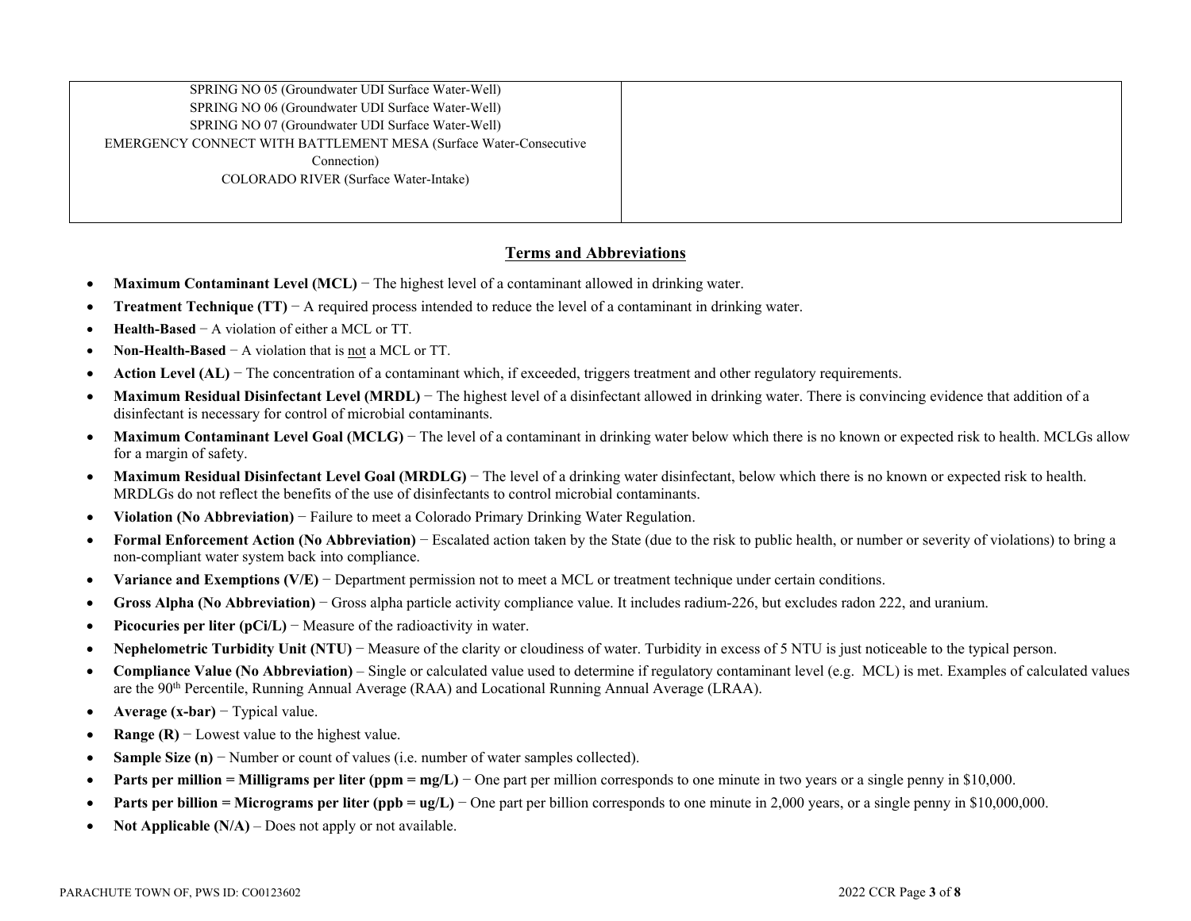| | |
|---|---|
| SPRING NO 05 (Groundwater UDI Surface Water-Well)<br>SPRING NO 06 (Groundwater UDI Surface Water-Well)<br>SPRING NO 07 (Groundwater UDI Surface Water-Well)<br>EMERGENCY CONNECT WITH BATTLEMENT MESA (Surface Water-Consecutive Connection)<br>COLORADO RIVER (Surface Water-Intake) | |

## Terms and Abbreviations

- **Maximum Contaminant Level (MCL)** − The highest level of a contaminant allowed in drinking water.
- **Treatment Technique (TT)** − A required process intended to reduce the level of a contaminant in drinking water.
- **Health-Based** − A violation of either a MCL or TT.
- **Non-Health-Based** − A violation that is not a MCL or TT.
- **Action Level (AL)** − The concentration of a contaminant which, if exceeded, triggers treatment and other regulatory requirements.
- **Maximum Residual Disinfectant Level (MRDL)** − The highest level of a disinfectant allowed in drinking water. There is convincing evidence that addition of a disinfectant is necessary for control of microbial contaminants.
- **Maximum Contaminant Level Goal (MCLG)** − The level of a contaminant in drinking water below which there is no known or expected risk to health. MCLGs allow for a margin of safety.
- **Maximum Residual Disinfectant Level Goal (MRDLG)** − The level of a drinking water disinfectant, below which there is no known or expected risk to health. MRDLGs do not reflect the benefits of the use of disinfectants to control microbial contaminants.
- **Violation (No Abbreviation)** − Failure to meet a Colorado Primary Drinking Water Regulation.
- **Formal Enforcement Action (No Abbreviation)** − Escalated action taken by the State (due to the risk to public health, or number or severity of violations) to bring a non-compliant water system back into compliance.
- **Variance and Exemptions (V/E)** − Department permission not to meet a MCL or treatment technique under certain conditions.
- **Gross Alpha (No Abbreviation)** − Gross alpha particle activity compliance value. It includes radium-226, but excludes radon 222, and uranium.
- **Picocuries per liter (pCi/L)** − Measure of the radioactivity in water.
- **Nephelometric Turbidity Unit (NTU)** − Measure of the clarity or cloudiness of water. Turbidity in excess of 5 NTU is just noticeable to the typical person.
- **Compliance Value (No Abbreviation)** – Single or calculated value used to determine if regulatory contaminant level (e.g. MCL) is met. Examples of calculated values are the 90th Percentile, Running Annual Average (RAA) and Locational Running Annual Average (LRAA).
- **Average (x-bar)** − Typical value.
- **Range (R)** − Lowest value to the highest value.
- **Sample Size (n)** − Number or count of values (i.e. number of water samples collected).
- **Parts per million = Milligrams per liter (ppm = mg/L)** − One part per million corresponds to one minute in two years or a single penny in $10,000.
- **Parts per billion = Micrograms per liter (ppb = ug/L)** − One part per billion corresponds to one minute in 2,000 years, or a single penny in $10,000,000.
- **Not Applicable (N/A)** – Does not apply or not available.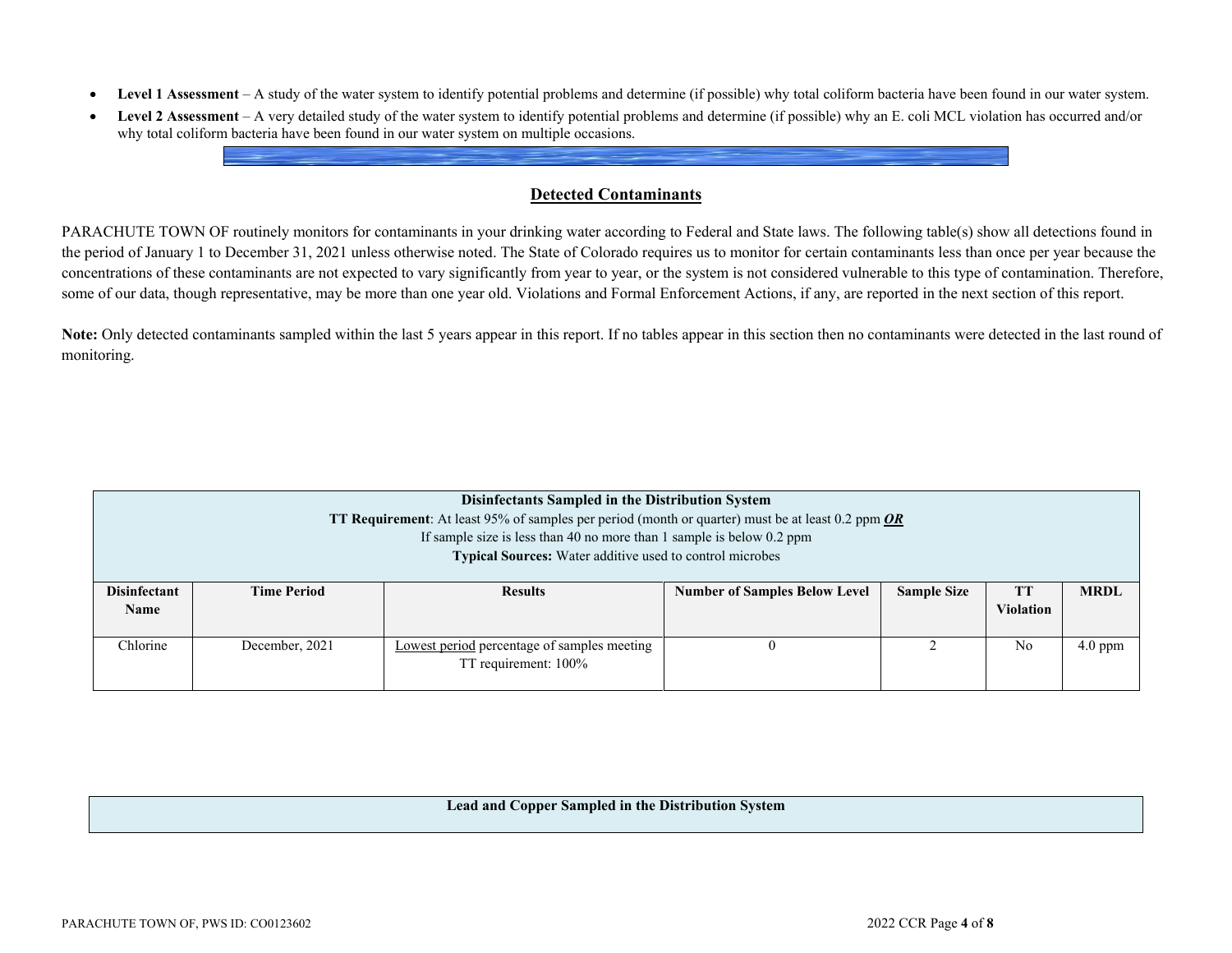- **Level 1 Assessment** – A study of the water system to identify potential problems and determine (if possible) why total coliform bacteria have been found in our water system.
- **Level 2 Assessment** – A very detailed study of the water system to identify potential problems and determine (if possible) why an E. coli MCL violation has occurred and/or why total coliform bacteria have been found in our water system on multiple occasions.

## Detected Contaminants

PARACHUTE TOWN OF routinely monitors for contaminants in your drinking water according to Federal and State laws. The following table(s) show all detections found in the period of January 1 to December 31, 2021 unless otherwise noted. The State of Colorado requires us to monitor for certain contaminants less than once per year because the concentrations of these contaminants are not expected to vary significantly from year to year, or the system is not considered vulnerable to this type of contamination. Therefore, some of our data, though representative, may be more than one year old. Violations and Formal Enforcement Actions, if any, are reported in the next section of this report.

**Note:** Only detected contaminants sampled within the last 5 years appear in this report. If no tables appear in this section then no contaminants were detected in the last round of monitoring.

**Disinfectants Sampled in the Distribution System**
**TT Requirement**: At least 95% of samples per period (month or quarter) must be at least 0.2 ppm ***OR***
If sample size is less than 40 no more than 1 sample is below 0.2 ppm
**Typical Sources:** Water additive used to control microbes

| Disinfectant Name | Time Period | Results | Number of Samples Below Level | Sample Size | TT Violation | MRDL |
|---|---|---|---|---|---|---|
| Chlorine | December, 2021 | Lowest period percentage of samples meeting TT requirement: 100% | 0 | 2 | No | 4.0 ppm |

**Lead and Copper Sampled in the Distribution System**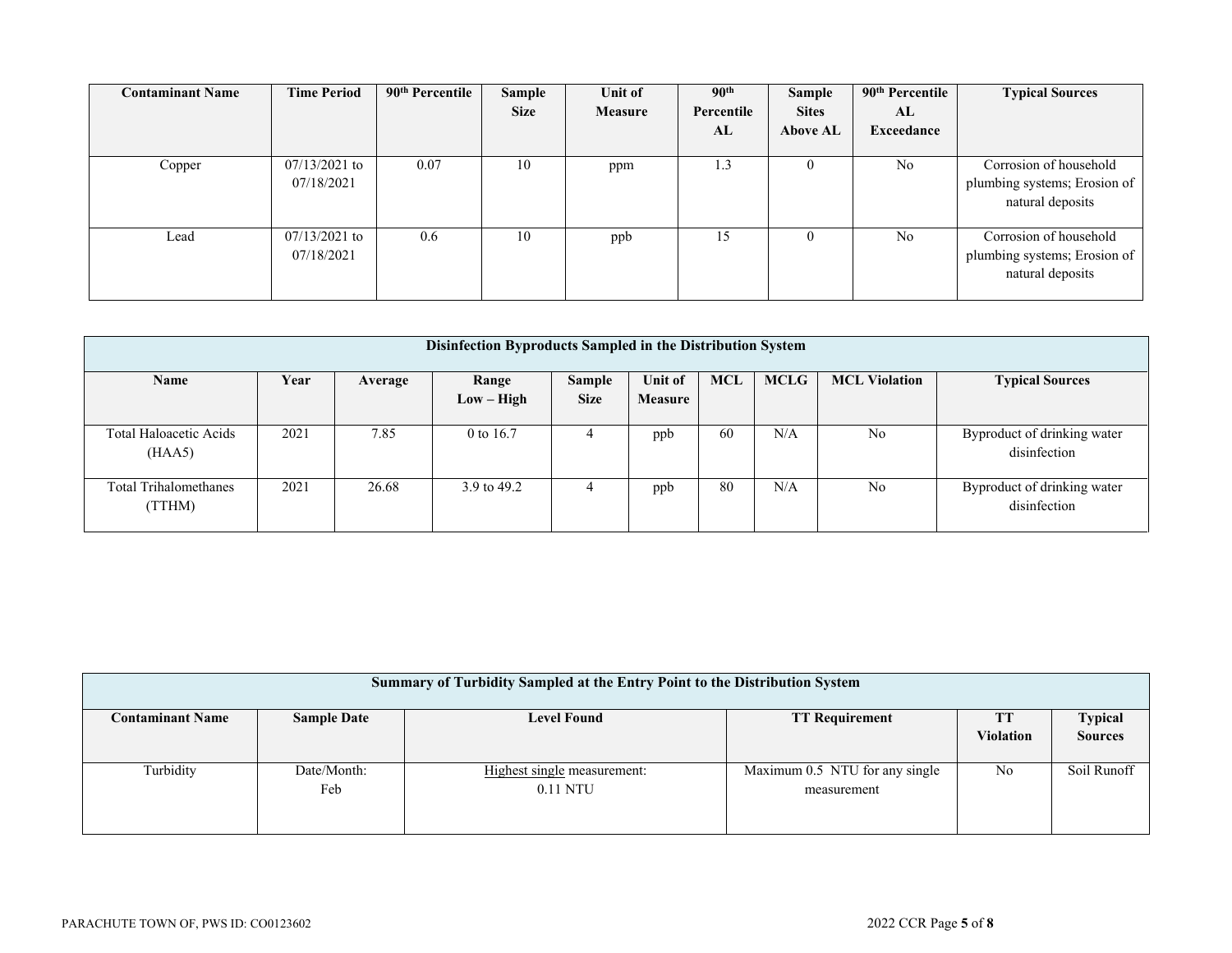| Contaminant Name | Time Period | 90th Percentile | Sample Size | Unit of Measure | 90th Percentile AL | Sample Sites Above AL | 90th Percentile AL Exceedance | Typical Sources |
|---|---|---|---|---|---|---|---|---|
| Copper | 07/13/2021 to 07/18/2021 | 0.07 | 10 | ppm | 1.3 | 0 | No | Corrosion of household plumbing systems; Erosion of natural deposits |
| Lead | 07/13/2021 to 07/18/2021 | 0.6 | 10 | ppb | 15 | 0 | No | Corrosion of household plumbing systems; Erosion of natural deposits |

| Disinfection Byproducts Sampled in the Distribution System | | | | | | | | | |
|---|---|---|---|---|---|---|---|---|---|
| **Name** | **Year** | **Average** | **Range Low – High** | **Sample Size** | **Unit of Measure** | **MCL** | **MCLG** | **MCL Violation** | **Typical Sources** |
| Total Haloacetic Acids (HAA5) | 2021 | 7.85 | 0 to 16.7 | 4 | ppb | 60 | N/A | No | Byproduct of drinking water disinfection |
| Total Trihalomethanes (TTHM) | 2021 | 26.68 | 3.9 to 49.2 | 4 | ppb | 80 | N/A | No | Byproduct of drinking water disinfection |

| Summary of Turbidity Sampled at the Entry Point to the Distribution System | | | | | |
|---|---|---|---|---|---|
| **Contaminant Name** | **Sample Date** | **Level Found** | **TT Requirement** | **TT Violation** | **Typical Sources** |
| Turbidity | Date/Month: Feb | Highest single measurement: 0.11 NTU | Maximum 0.5 NTU for any single measurement | No | Soil Runoff |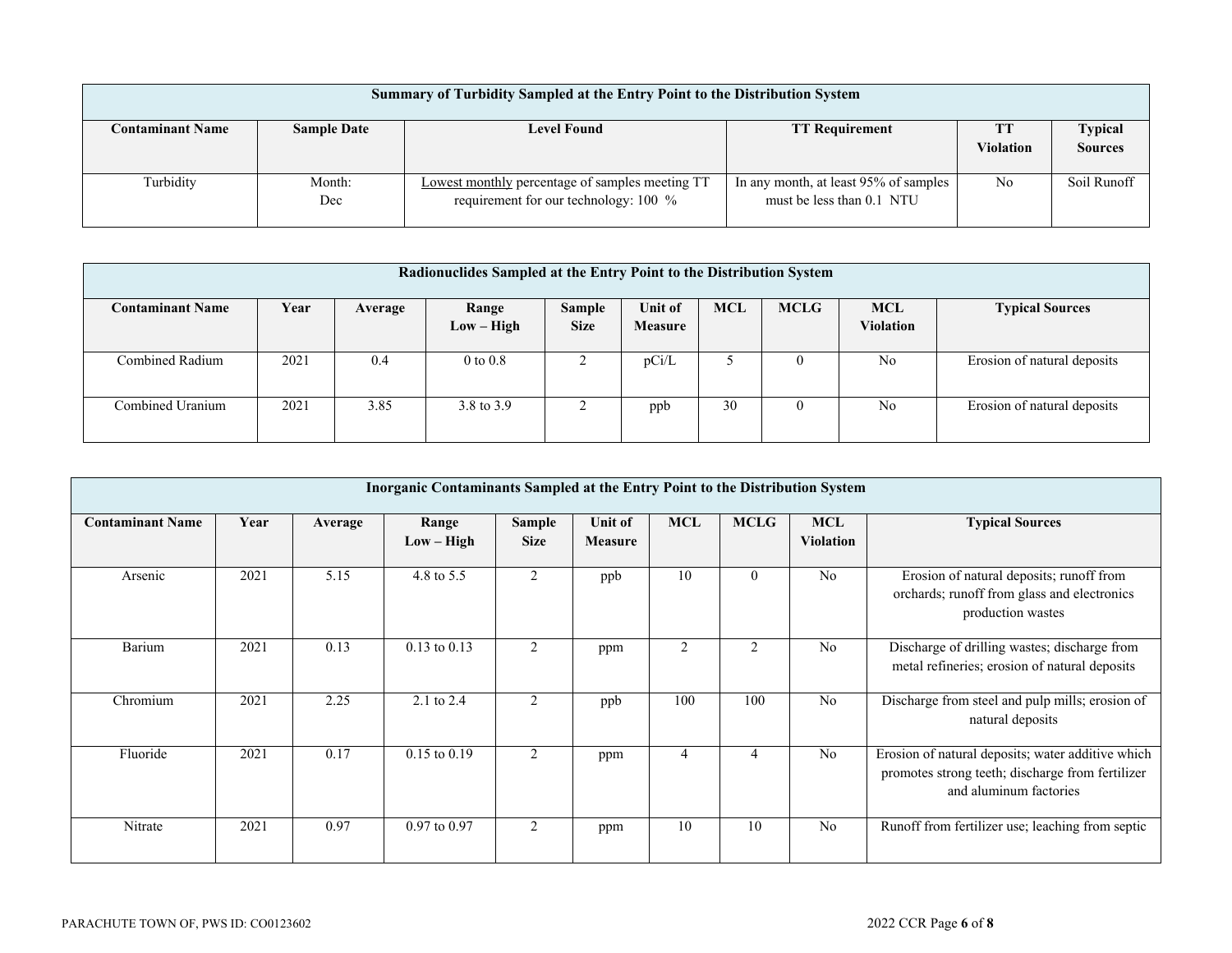| Summary of Turbidity Sampled at the Entry Point to the Distribution System | | | | | |
|---|---|---|---|---|---|
| **Contaminant Name** | **Sample Date** | **Level Found** | **TT Requirement** | **TT Violation** | **Typical Sources** |
| Turbidity | Month: Dec | Lowest monthly percentage of samples meeting TT requirement for our technology: 100 % | In any month, at least 95% of samples must be less than 0.1 NTU | No | Soil Runoff |

| Radionuclides Sampled at the Entry Point to the Distribution System | | | | | | | | | |
|---|---|---|---|---|---|---|---|---|---|
| **Contaminant Name** | **Year** | **Average** | **Range Low – High** | **Sample Size** | **Unit of Measure** | **MCL** | **MCLG** | **MCL Violation** | **Typical Sources** |
| Combined Radium | 2021 | 0.4 | 0 to 0.8 | 2 | pCi/L | 5 | 0 | No | Erosion of natural deposits |
| Combined Uranium | 2021 | 3.85 | 3.8 to 3.9 | 2 | ppb | 30 | 0 | No | Erosion of natural deposits |

| Inorganic Contaminants Sampled at the Entry Point to the Distribution System | | | | | | | | | |
|---|---|---|---|---|---|---|---|---|---|
| **Contaminant Name** | **Year** | **Average** | **Range Low – High** | **Sample Size** | **Unit of Measure** | **MCL** | **MCLG** | **MCL Violation** | **Typical Sources** |
| Arsenic | 2021 | 5.15 | 4.8 to 5.5 | 2 | ppb | 10 | 0 | No | Erosion of natural deposits; runoff from orchards; runoff from glass and electronics production wastes |
| Barium | 2021 | 0.13 | 0.13 to 0.13 | 2 | ppm | 2 | 2 | No | Discharge of drilling wastes; discharge from metal refineries; erosion of natural deposits |
| Chromium | 2021 | 2.25 | 2.1 to 2.4 | 2 | ppb | 100 | 100 | No | Discharge from steel and pulp mills; erosion of natural deposits |
| Fluoride | 2021 | 0.17 | 0.15 to 0.19 | 2 | ppm | 4 | 4 | No | Erosion of natural deposits; water additive which promotes strong teeth; discharge from fertilizer and aluminum factories |
| Nitrate | 2021 | 0.97 | 0.97 to 0.97 | 2 | ppm | 10 | 10 | No | Runoff from fertilizer use; leaching from septic |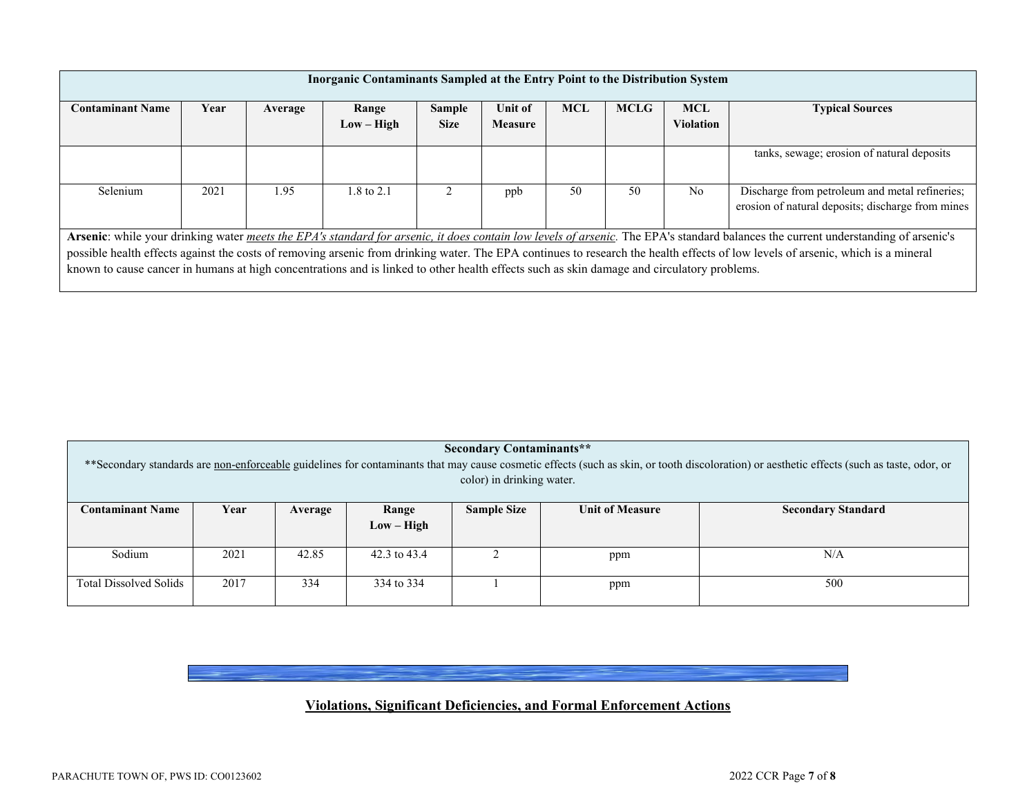| Inorganic Contaminants Sampled at the Entry Point to the Distribution System | | | | | | | | | |
|---|---|---|---|---|---|---|---|---|---|
| **Contaminant Name** | **Year** | **Average** | **Range Low – High** | **Sample Size** | **Unit of Measure** | **MCL** | **MCLG** | **MCL Violation** | **Typical Sources** |
| | | | | | | | | | tanks, sewage; erosion of natural deposits |
| Selenium | 2021 | 1.95 | 1.8 to 2.1 | 2 | ppb | 50 | 50 | No | Discharge from petroleum and metal refineries; erosion of natural deposits; discharge from mines |

**Arsenic**: while your drinking water *meets the EPA's standard for arsenic, it does contain low levels of arsenic.* The EPA's standard balances the current understanding of arsenic's possible health effects against the costs of removing arsenic from drinking water. The EPA continues to research the health effects of low levels of arsenic, which is a mineral known to cause cancer in humans at high concentrations and is linked to other health effects such as skin damage and circulatory problems.

**Secondary Contaminants****

**Secondary standards are non-enforceable guidelines for contaminants that may cause cosmetic effects (such as skin, or tooth discoloration) or aesthetic effects (such as taste, odor, or color) in drinking water.

| **Contaminant Name** | **Year** | **Average** | **Range Low – High** | **Sample Size** | **Unit of Measure** | **Secondary Standard** |
|---|---|---|---|---|---|---|
| Sodium | 2021 | 42.85 | 42.3 to 43.4 | 2 | ppm | N/A |
| Total Dissolved Solids | 2017 | 334 | 334 to 334 | 1 | ppm | 500 |

## Violations, Significant Deficiencies, and Formal Enforcement Actions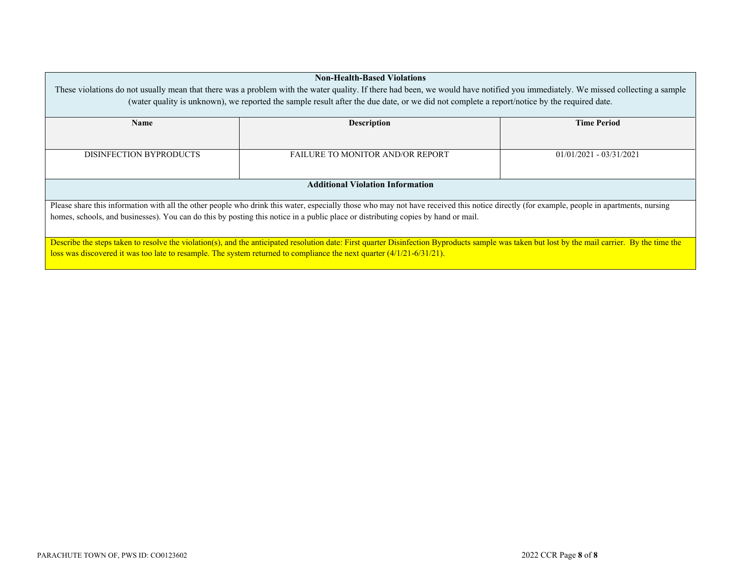**Non-Health-Based Violations**

These violations do not usually mean that there was a problem with the water quality. If there had been, we would have notified you immediately. We missed collecting a sample (water quality is unknown), we reported the sample result after the due date, or we did not complete a report/notice by the required date.

| Name | Description | Time Period |
| --- | --- | --- |
| DISINFECTION BYPRODUCTS | FAILURE TO MONITOR AND/OR REPORT | 01/01/2021 - 03/31/2021 |

**Additional Violation Information**

Please share this information with all the other people who drink this water, especially those who may not have received this notice directly (for example, people in apartments, nursing homes, schools, and businesses). You can do this by posting this notice in a public place or distributing copies by hand or mail.

Describe the steps taken to resolve the violation(s), and the anticipated resolution date: First quarter Disinfection Byproducts sample was taken but lost by the mail carrier. By the time the loss was discovered it was too late to resample. The system returned to compliance the next quarter (4/1/21-6/31/21).